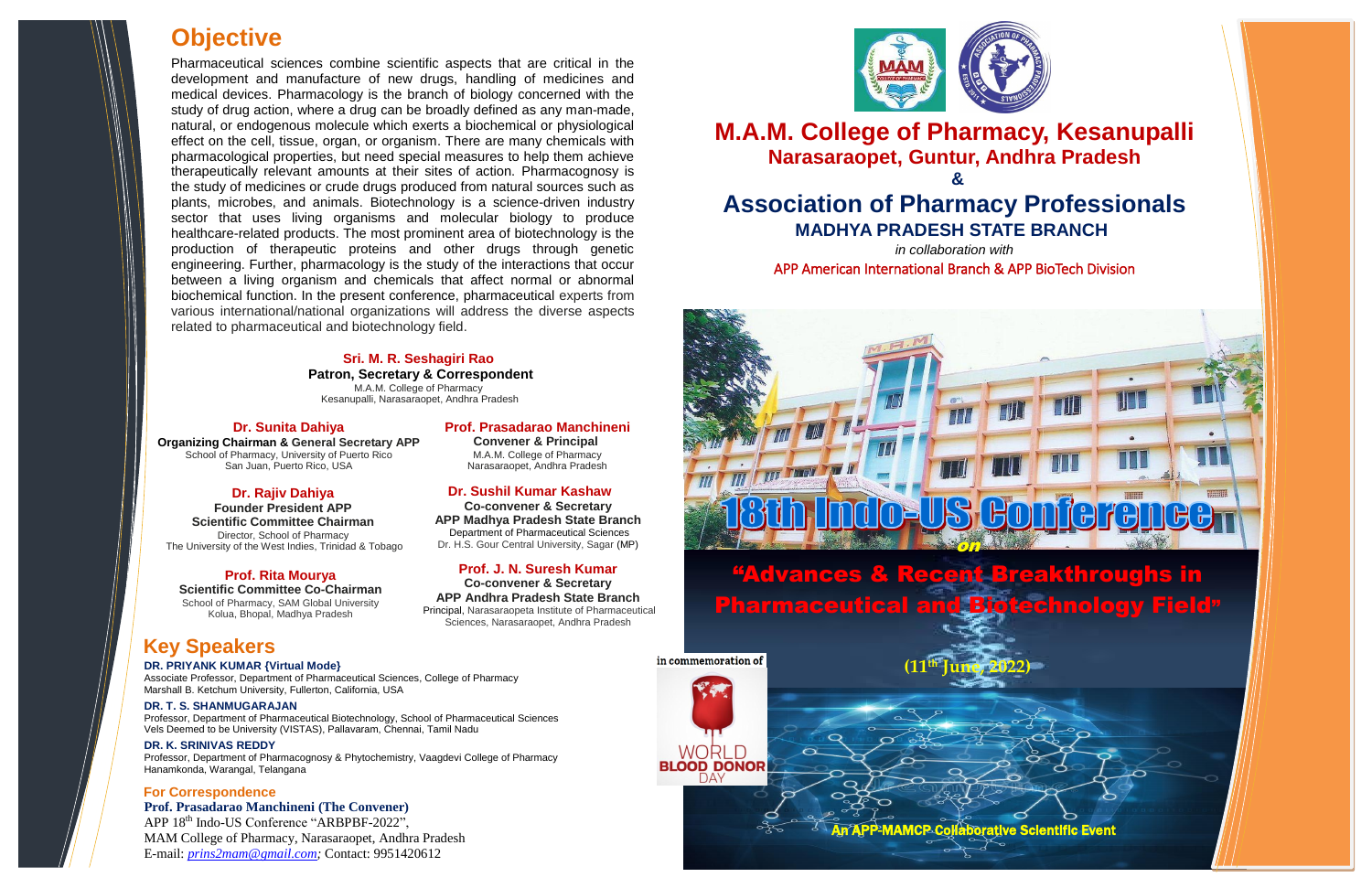## Objective

Pharmaceutical sciences combine scientific aspects that are critical in the development and manufacture of new drugs, handling of medicines and medical devices. Pharmacology is the branch of biology concerned with the study of drug action, where a drug can be broadly defined as any man-made, natural, or endogenous molecule which exerts a biochemical or physiological effect on the cell, tissue, organ, or organism. There are many chemicals with pharmacological properties, but need special measures to help them achieve therapeutically relevant amounts at their sites of action. Pharmacognosy is the study of medicines or crude drugs produced from natural sources such as plants, microbes, and animals. Biotechnology is a science-driven industry sector that uses living organisms and molecular biology to produce healthcare-related products. The most prominent area of biotechnology is the production of therapeutic proteins and other drugs through genetic engineering. Further, pharmacology is the study of the interactions that occur between a living organism and chemicals that affect normal or abnormal biochemical function. In the present conference, pharmaceutical experts from various international/national organizations will address the diverse aspects related to pharmaceutical and biotechnology field.

**Sri. M. R. Seshagiri Rao**
**Patron, Secretary & Correspondent**
M.A.M. College of Pharmacy
Kesanupalli, Narasaraopet, Andhra Pradesh

**Dr. Sunita Dahiya**
**Organizing Chairman & General Secretary APP**
School of Pharmacy, University of Puerto Rico
San Juan, Puerto Rico, USA

**Prof. Prasadarao Manchineni**
**Convener & Principal**
M.A.M. College of Pharmacy
Narasaraopet, Andhra Pradesh

**Dr. Rajiv Dahiya**
**Founder President APP**
**Scientific Committee Chairman**
Director, School of Pharmacy
The University of the West Indies, Trinidad & Tobago

**Dr. Sushil Kumar Kashaw**
**Co-convener & Secretary**
**APP Madhya Pradesh State Branch**
Department of Pharmaceutical Sciences
Dr. H.S. Gour Central University, Sagar (MP)

**Prof. Rita Mourya**
**Scientific Committee Co-Chairman**
School of Pharmacy, SAM Global University
Kolua, Bhopal, Madhya Pradesh

**Prof. J. N. Suresh Kumar**
**Co-convener & Secretary**
**APP Andhra Pradesh State Branch**
Principal, Narasaraopeta Institute of Pharmaceutical Sciences, Narasaraopet, Andhra Pradesh

## Key Speakers

**DR. PRIYANK KUMAR {Virtual Mode}**
Associate Professor, Department of Pharmaceutical Sciences, College of Pharmacy
Marshall B. Ketchum University, Fullerton, California, USA

**DR. T. S. SHANMUGARAJAN**
Professor, Department of Pharmaceutical Biotechnology, School of Pharmaceutical Sciences
Vels Deemed to be University (VISTAS), Pallavaram, Chennai, Tamil Nadu

**DR. K. SRINIVAS REDDY**
Professor, Department of Pharmacognosy & Phytochemistry, Vaagdevi College of Pharmacy
Hanamkonda, Warangal, Telangana

### For Correspondence

**Prof. Prasadarao Manchineni (The Convener)**
APP 18th Indo-US Conference "ARBPBF-2022",
MAM College of Pharmacy, Narasaraopet, Andhra Pradesh
E-mail: *prins2mam@gmail.com;* Contact: 9951420612

# M.A.M. College of Pharmacy, Kesanupalli
## Narasaraopet, Guntur, Andhra Pradesh
**&**
# Association of Pharmacy Professionals
## MADHYA PRADESH STATE BRANCH

*in collaboration with*
APP American International Branch & APP BioTech Division

# 18th Indo-US Conference
*on*
## "Advances & Recent Breakthroughs in Pharmaceutical and Biotechnology Field"

in commemoration of WORLD BLOOD DONOR DAY

**(11th June, 2022)**

**An APP-MAMCP Collaborative Scientific Event**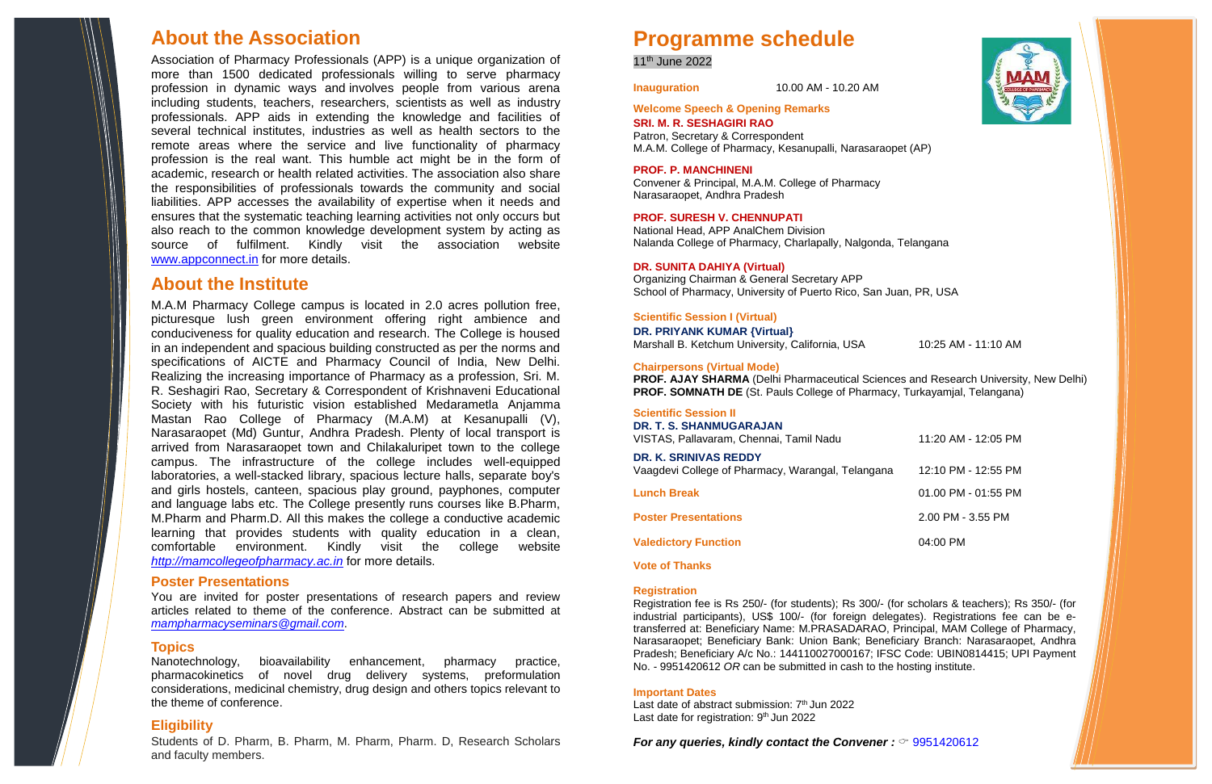## About the Association

Association of Pharmacy Professionals (APP) is a unique organization of more than 1500 dedicated professionals willing to serve pharmacy profession in dynamic ways and involves people from various arena including students, teachers, researchers, scientists as well as industry professionals. APP aids in extending the knowledge and facilities of several technical institutes, industries as well as health sectors to the remote areas where the service and live functionality of pharmacy profession is the real want. This humble act might be in the form of academic, research or health related activities. The association also share the responsibilities of professionals towards the community and social liabilities. APP accesses the availability of expertise when it needs and ensures that the systematic teaching learning activities not only occurs but also reach to the common knowledge development system by acting as source of fulfilment. Kindly visit the association website www.appconnect.in for more details.

## About the Institute

M.A.M Pharmacy College campus is located in 2.0 acres pollution free, picturesque lush green environment offering right ambience and conduciveness for quality education and research. The College is housed in an independent and spacious building constructed as per the norms and specifications of AICTE and Pharmacy Council of India, New Delhi. Realizing the increasing importance of Pharmacy as a profession, Sri. M. R. Seshagiri Rao, Secretary & Correspondent of Krishnaveni Educational Society with his futuristic vision established Medarametla Anjamma Mastan Rao College of Pharmacy (M.A.M) at Kesanupalli (V), Narasaraopet (Md) Guntur, Andhra Pradesh. Plenty of local transport is arrived from Narasaraopet town and Chilakaluripet town to the college campus. The infrastructure of the college includes well-equipped laboratories, a well-stacked library, spacious lecture halls, separate boy's and girls hostels, canteen, spacious play ground, payphones, computer and language labs etc. The College presently runs courses like B.Pharm, M.Pharm and Pharm.D. All this makes the college a conductive academic learning that provides students with quality education in a clean, comfortable environment. Kindly visit the college website *http://mamcollegeofpharmacy.ac.in* for more details.

### Poster Presentations

You are invited for poster presentations of research papers and review articles related to theme of the conference. Abstract can be submitted at *mampharmacyseminars@gmail.com*.

### Topics

Nanotechnology, bioavailability enhancement, pharmacy practice, pharmacokinetics of novel drug delivery systems, preformulation considerations, medicinal chemistry, drug design and others topics relevant to the theme of conference.

### Eligibility

Students of D. Pharm, B. Pharm, M. Pharm, Pharm. D, Research Scholars and faculty members.

## Programme schedule

11th June 2022

**Inauguration** 10.00 AM - 10.20 AM

**Welcome Speech & Opening Remarks**

**SRI. M. R. SESHAGIRI RAO**
Patron, Secretary & Correspondent
M.A.M. College of Pharmacy, Kesanupalli, Narasaraopet (AP)

**PROF. P. MANCHINENI**
Convener & Principal, M.A.M. College of Pharmacy
Narasaraopet, Andhra Pradesh

**PROF. SURESH V. CHENNUPATI**
National Head, APP AnalChem Division
Nalanda College of Pharmacy, Charlapally, Nalgonda, Telangana

**DR. SUNITA DAHIYA (Virtual)**
Organizing Chairman & General Secretary APP
School of Pharmacy, University of Puerto Rico, San Juan, PR, USA

**Scientific Session I (Virtual)**

**DR. PRIYANK KUMAR {Virtual}**
Marshall B. Ketchum University, California, USA 10:25 AM - 11:10 AM

**Chairpersons (Virtual Mode)**
**PROF. AJAY SHARMA** (Delhi Pharmaceutical Sciences and Research University, New Delhi)
**PROF. SOMNATH DE** (St. Pauls College of Pharmacy, Turkayamjal, Telangana)

**Scientific Session II**

**DR. T. S. SHANMUGARAJAN**
VISTAS, Pallavaram, Chennai, Tamil Nadu 11:20 AM - 12:05 PM

**DR. K. SRINIVAS REDDY**
Vaagdevi College of Pharmacy, Warangal, Telangana 12:10 PM - 12:55 PM

**Lunch Break** 01.00 PM - 01:55 PM

**Poster Presentations** 2.00 PM - 3.55 PM

**Valedictory Function** 04:00 PM

**Vote of Thanks**

**Registration**

Registration fee is Rs 250/- (for students); Rs 300/- (for scholars & teachers); Rs 350/- (for industrial participants), US$ 100/- (for foreign delegates). Registrations fee can be e-transferred at: Beneficiary Name: M.PRASADARAO, Principal, MAM College of Pharmacy, Narasaraopet; Beneficiary Bank: Union Bank; Beneficiary Branch: Narasaraopet, Andhra Pradesh; Beneficiary A/c No.: 144110027000167; IFSC Code: UBIN0814415; UPI Payment No. - 9951420612 *OR* can be submitted in cash to the hosting institute.

**Important Dates**

Last date of abstract submission: 7th Jun 2022
Last date for registration: 9th Jun 2022

***For any queries, kindly contact the Convener :*** 9951420612